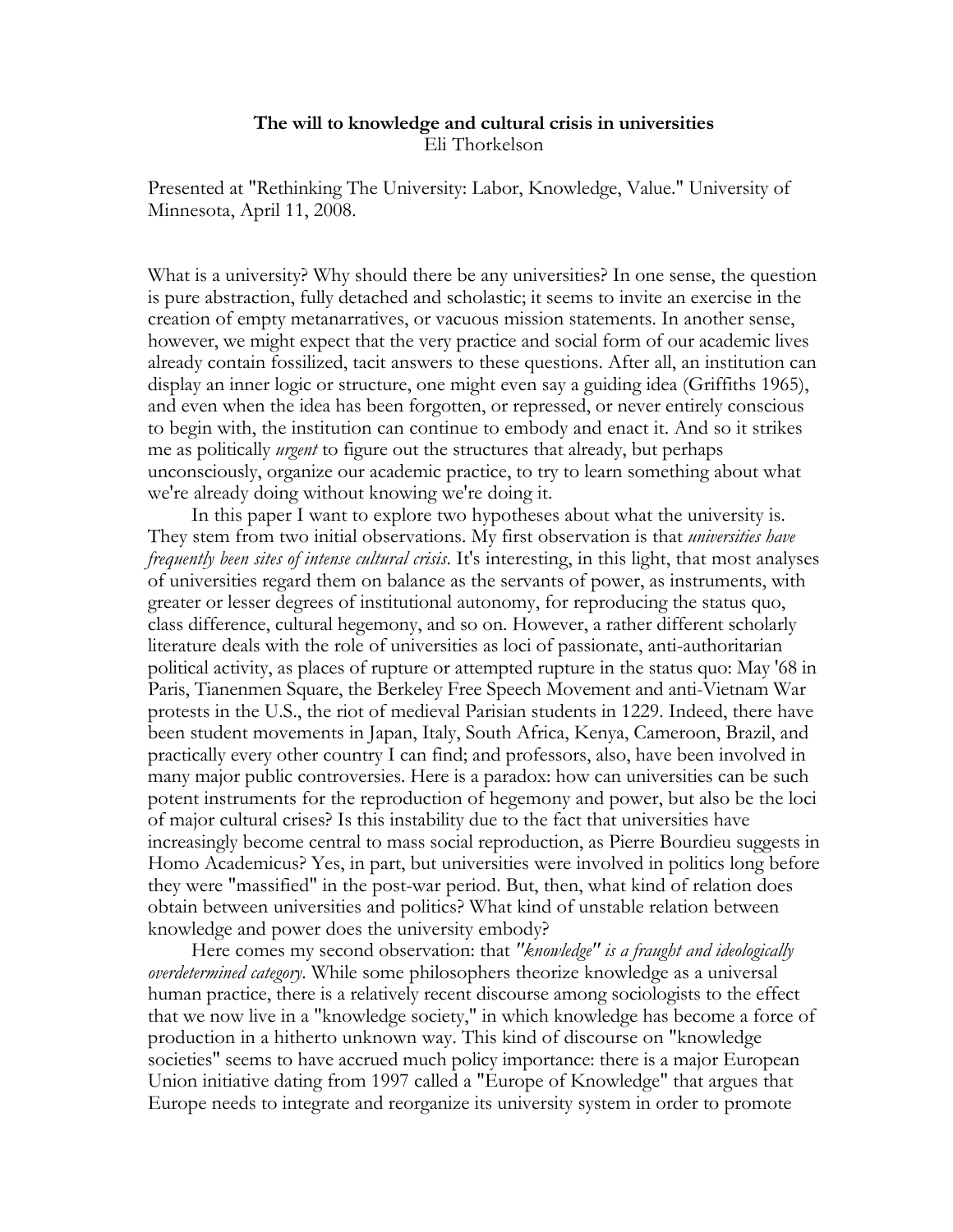**The will to knowledge and cultural crisis in universities**
Eli Thorkelson

Presented at "Rethinking The University: Labor, Knowledge, Value." University of Minnesota, April 11, 2008.

What is a university? Why should there be any universities? In one sense, the question is pure abstraction, fully detached and scholastic; it seems to invite an exercise in the creation of empty metanarratives, or vacuous mission statements. In another sense, however, we might expect that the very practice and social form of our academic lives already contain fossilized, tacit answers to these questions. After all, an institution can display an inner logic or structure, one might even say a guiding idea (Griffiths 1965), and even when the idea has been forgotten, or repressed, or never entirely conscious to begin with, the institution can continue to embody and enact it. And so it strikes me as politically *urgent* to figure out the structures that already, but perhaps unconsciously, organize our academic practice, to try to learn something about what we're already doing without knowing we're doing it.

In this paper I want to explore two hypotheses about what the university is. They stem from two initial observations. My first observation is that *universities have frequently been sites of intense cultural crisis*. It's interesting, in this light, that most analyses of universities regard them on balance as the servants of power, as instruments, with greater or lesser degrees of institutional autonomy, for reproducing the status quo, class difference, cultural hegemony, and so on. However, a rather different scholarly literature deals with the role of universities as loci of passionate, anti-authoritarian political activity, as places of rupture or attempted rupture in the status quo: May '68 in Paris, Tianenmen Square, the Berkeley Free Speech Movement and anti-Vietnam War protests in the U.S., the riot of medieval Parisian students in 1229. Indeed, there have been student movements in Japan, Italy, South Africa, Kenya, Cameroon, Brazil, and practically every other country I can find; and professors, also, have been involved in many major public controversies. Here is a paradox: how can universities can be such potent instruments for the reproduction of hegemony and power, but also be the loci of major cultural crises? Is this instability due to the fact that universities have increasingly become central to mass social reproduction, as Pierre Bourdieu suggests in Homo Academicus? Yes, in part, but universities were involved in politics long before they were "massified" in the post-war period. But, then, what kind of relation does obtain between universities and politics? What kind of unstable relation between knowledge and power does the university embody?

Here comes my second observation: that *"knowledge" is a fraught and ideologically overdetermined category*. While some philosophers theorize knowledge as a universal human practice, there is a relatively recent discourse among sociologists to the effect that we now live in a "knowledge society," in which knowledge has become a force of production in a hitherto unknown way. This kind of discourse on "knowledge societies" seems to have accrued much policy importance: there is a major European Union initiative dating from 1997 called a "Europe of Knowledge" that argues that Europe needs to integrate and reorganize its university system in order to promote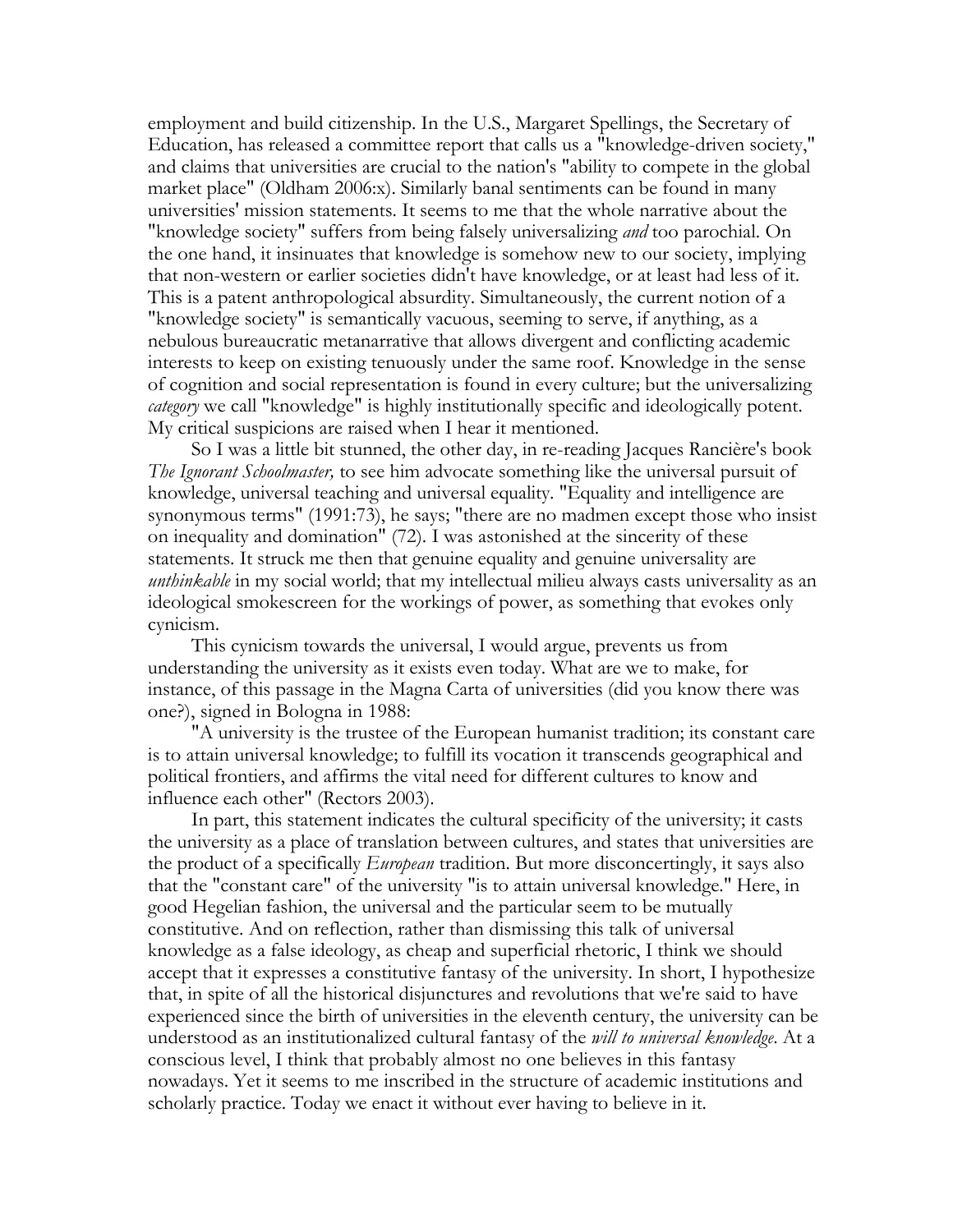employment and build citizenship. In the U.S., Margaret Spellings, the Secretary of Education, has released a committee report that calls us a "knowledge-driven society," and claims that universities are crucial to the nation's "ability to compete in the global market place" (Oldham 2006:x). Similarly banal sentiments can be found in many universities' mission statements. It seems to me that the whole narrative about the "knowledge society" suffers from being falsely universalizing *and* too parochial. On the one hand, it insinuates that knowledge is somehow new to our society, implying that non-western or earlier societies didn't have knowledge, or at least had less of it. This is a patent anthropological absurdity. Simultaneously, the current notion of a "knowledge society" is semantically vacuous, seeming to serve, if anything, as a nebulous bureaucratic metanarrative that allows divergent and conflicting academic interests to keep on existing tenuously under the same roof. Knowledge in the sense of cognition and social representation is found in every culture; but the universalizing *category* we call "knowledge" is highly institutionally specific and ideologically potent. My critical suspicions are raised when I hear it mentioned.

So I was a little bit stunned, the other day, in re-reading Jacques Rancière's book *The Ignorant Schoolmaster,* to see him advocate something like the universal pursuit of knowledge, universal teaching and universal equality. "Equality and intelligence are synonymous terms" (1991:73), he says; "there are no madmen except those who insist on inequality and domination" (72). I was astonished at the sincerity of these statements. It struck me then that genuine equality and genuine universality are *unthinkable* in my social world; that my intellectual milieu always casts universality as an ideological smokescreen for the workings of power, as something that evokes only cynicism.

This cynicism towards the universal, I would argue, prevents us from understanding the university as it exists even today. What are we to make, for instance, of this passage in the Magna Carta of universities (did you know there was one?), signed in Bologna in 1988:

"A university is the trustee of the European humanist tradition; its constant care is to attain universal knowledge; to fulfill its vocation it transcends geographical and political frontiers, and affirms the vital need for different cultures to know and influence each other" (Rectors 2003).

In part, this statement indicates the cultural specificity of the university; it casts the university as a place of translation between cultures, and states that universities are the product of a specifically *European* tradition. But more disconcertingly, it says also that the "constant care" of the university "is to attain universal knowledge." Here, in good Hegelian fashion, the universal and the particular seem to be mutually constitutive. And on reflection, rather than dismissing this talk of universal knowledge as a false ideology, as cheap and superficial rhetoric, I think we should accept that it expresses a constitutive fantasy of the university. In short, I hypothesize that, in spite of all the historical disjunctures and revolutions that we're said to have experienced since the birth of universities in the eleventh century, the university can be understood as an institutionalized cultural fantasy of the *will to universal knowledge*. At a conscious level, I think that probably almost no one believes in this fantasy nowadays. Yet it seems to me inscribed in the structure of academic institutions and scholarly practice. Today we enact it without ever having to believe in it.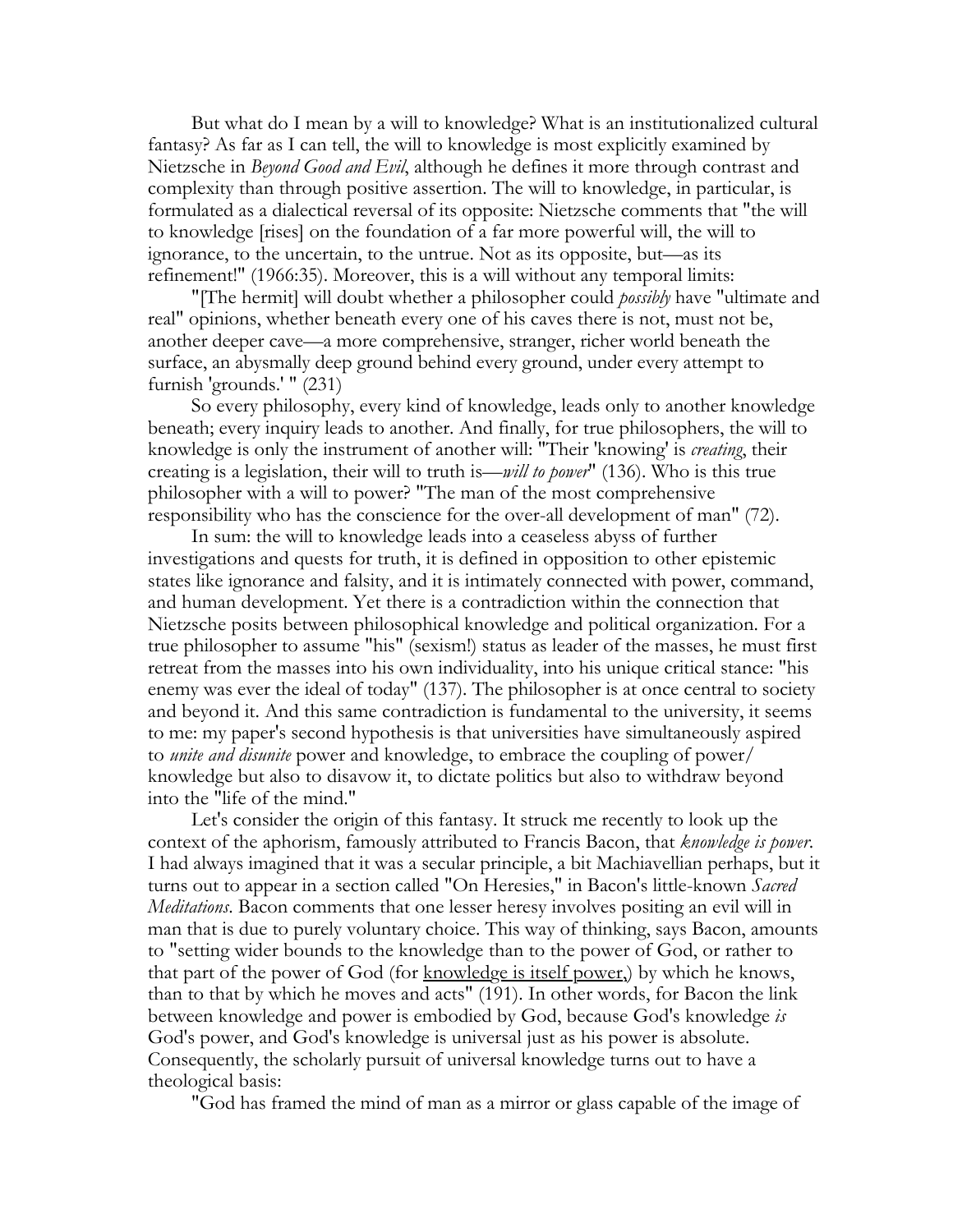But what do I mean by a will to knowledge? What is an institutionalized cultural fantasy? As far as I can tell, the will to knowledge is most explicitly examined by Nietzsche in *Beyond Good and Evil*, although he defines it more through contrast and complexity than through positive assertion. The will to knowledge, in particular, is formulated as a dialectical reversal of its opposite: Nietzsche comments that "the will to knowledge [rises] on the foundation of a far more powerful will, the will to ignorance, to the uncertain, to the untrue. Not as its opposite, but—as its refinement!" (1966:35). Moreover, this is a will without any temporal limits:

"[The hermit] will doubt whether a philosopher could *possibly* have "ultimate and real" opinions, whether beneath every one of his caves there is not, must not be, another deeper cave—a more comprehensive, stranger, richer world beneath the surface, an abysmally deep ground behind every ground, under every attempt to furnish 'grounds.' " (231)

So every philosophy, every kind of knowledge, leads only to another knowledge beneath; every inquiry leads to another. And finally, for true philosophers, the will to knowledge is only the instrument of another will: "Their 'knowing' is *creating*, their creating is a legislation, their will to truth is—*will to power*" (136). Who is this true philosopher with a will to power? "The man of the most comprehensive responsibility who has the conscience for the over-all development of man" (72).

In sum: the will to knowledge leads into a ceaseless abyss of further investigations and quests for truth, it is defined in opposition to other epistemic states like ignorance and falsity, and it is intimately connected with power, command, and human development. Yet there is a contradiction within the connection that Nietzsche posits between philosophical knowledge and political organization. For a true philosopher to assume "his" (sexism!) status as leader of the masses, he must first retreat from the masses into his own individuality, into his unique critical stance: "his enemy was ever the ideal of today" (137). The philosopher is at once central to society and beyond it. And this same contradiction is fundamental to the university, it seems to me: my paper's second hypothesis is that universities have simultaneously aspired to *unite and disunite* power and knowledge, to embrace the coupling of power/ knowledge but also to disavow it, to dictate politics but also to withdraw beyond into the "life of the mind."

Let's consider the origin of this fantasy. It struck me recently to look up the context of the aphorism, famously attributed to Francis Bacon, that *knowledge is power*. I had always imagined that it was a secular principle, a bit Machiavellian perhaps, but it turns out to appear in a section called "On Heresies," in Bacon's little-known *Sacred Meditations*. Bacon comments that one lesser heresy involves positing an evil will in man that is due to purely voluntary choice. This way of thinking, says Bacon, amounts to "setting wider bounds to the knowledge than to the power of God, or rather to that part of the power of God (for knowledge is itself power,) by which he knows, than to that by which he moves and acts" (191). In other words, for Bacon the link between knowledge and power is embodied by God, because God's knowledge *is* God's power, and God's knowledge is universal just as his power is absolute. Consequently, the scholarly pursuit of universal knowledge turns out to have a theological basis:

"God has framed the mind of man as a mirror or glass capable of the image of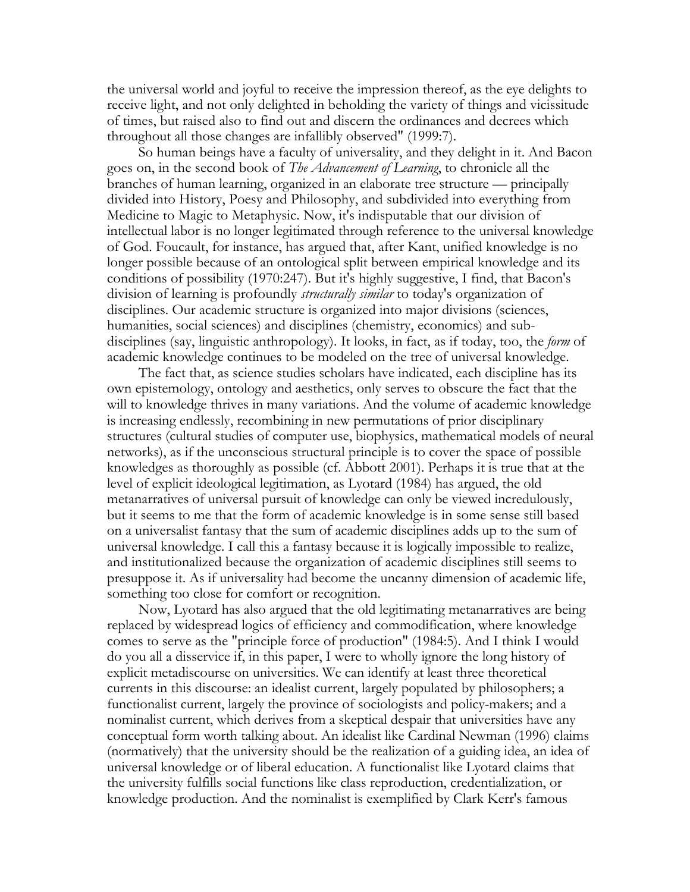the universal world and joyful to receive the impression thereof, as the eye delights to receive light, and not only delighted in beholding the variety of things and vicissitude of times, but raised also to find out and discern the ordinances and decrees which throughout all those changes are infallibly observed" (1999:7).

So human beings have a faculty of universality, and they delight in it. And Bacon goes on, in the second book of *The Advancement of Learning*, to chronicle all the branches of human learning, organized in an elaborate tree structure — principally divided into History, Poesy and Philosophy, and subdivided into everything from Medicine to Magic to Metaphysic. Now, it's indisputable that our division of intellectual labor is no longer legitimated through reference to the universal knowledge of God. Foucault, for instance, has argued that, after Kant, unified knowledge is no longer possible because of an ontological split between empirical knowledge and its conditions of possibility (1970:247). But it's highly suggestive, I find, that Bacon's division of learning is profoundly *structurally similar* to today's organization of disciplines. Our academic structure is organized into major divisions (sciences, humanities, social sciences) and disciplines (chemistry, economics) and sub-disciplines (say, linguistic anthropology). It looks, in fact, as if today, too, the *form* of academic knowledge continues to be modeled on the tree of universal knowledge.

The fact that, as science studies scholars have indicated, each discipline has its own epistemology, ontology and aesthetics, only serves to obscure the fact that the will to knowledge thrives in many variations. And the volume of academic knowledge is increasing endlessly, recombining in new permutations of prior disciplinary structures (cultural studies of computer use, biophysics, mathematical models of neural networks), as if the unconscious structural principle is to cover the space of possible knowledges as thoroughly as possible (cf. Abbott 2001). Perhaps it is true that at the level of explicit ideological legitimation, as Lyotard (1984) has argued, the old metanarratives of universal pursuit of knowledge can only be viewed incredulously, but it seems to me that the form of academic knowledge is in some sense still based on a universalist fantasy that the sum of academic disciplines adds up to the sum of universal knowledge. I call this a fantasy because it is logically impossible to realize, and institutionalized because the organization of academic disciplines still seems to presuppose it. As if universality had become the uncanny dimension of academic life, something too close for comfort or recognition.

Now, Lyotard has also argued that the old legitimating metanarratives are being replaced by widespread logics of efficiency and commodification, where knowledge comes to serve as the "principle force of production" (1984:5). And I think I would do you all a disservice if, in this paper, I were to wholly ignore the long history of explicit metadiscourse on universities. We can identify at least three theoretical currents in this discourse: an idealist current, largely populated by philosophers; a functionalist current, largely the province of sociologists and policy-makers; and a nominalist current, which derives from a skeptical despair that universities have any conceptual form worth talking about. An idealist like Cardinal Newman (1996) claims (normatively) that the university should be the realization of a guiding idea, an idea of universal knowledge or of liberal education. A functionalist like Lyotard claims that the university fulfills social functions like class reproduction, credentialization, or knowledge production. And the nominalist is exemplified by Clark Kerr's famous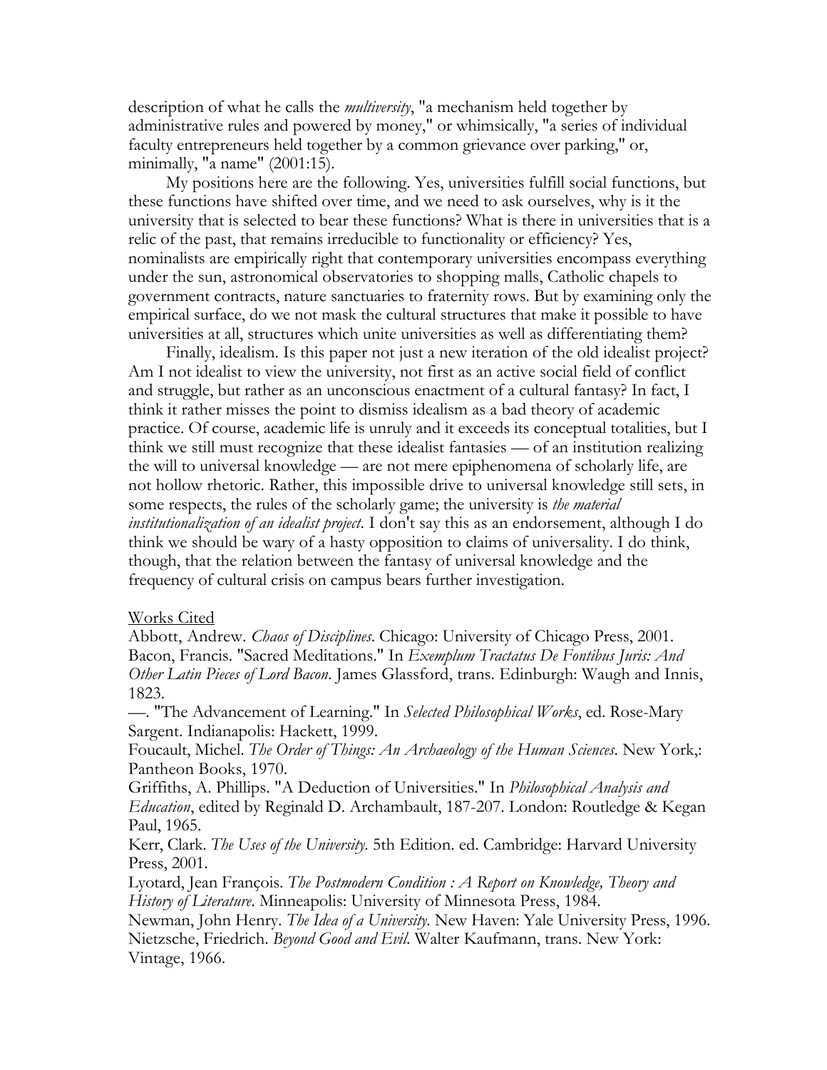description of what he calls the *multiversity*, "a mechanism held together by administrative rules and powered by money," or whimsically, "a series of individual faculty entrepreneurs held together by a common grievance over parking," or, minimally, "a name" (2001:15).

My positions here are the following. Yes, universities fulfill social functions, but these functions have shifted over time, and we need to ask ourselves, why is it the university that is selected to bear these functions? What is there in universities that is a relic of the past, that remains irreducible to functionality or efficiency? Yes, nominalists are empirically right that contemporary universities encompass everything under the sun, astronomical observatories to shopping malls, Catholic chapels to government contracts, nature sanctuaries to fraternity rows. But by examining only the empirical surface, do we not mask the cultural structures that make it possible to have universities at all, structures which unite universities as well as differentiating them?

Finally, idealism. Is this paper not just a new iteration of the old idealist project? Am I not idealist to view the university, not first as an active social field of conflict and struggle, but rather as an unconscious enactment of a cultural fantasy? In fact, I think it rather misses the point to dismiss idealism as a bad theory of academic practice. Of course, academic life is unruly and it exceeds its conceptual totalities, but I think we still must recognize that these idealist fantasies — of an institution realizing the will to universal knowledge — are not mere epiphenomena of scholarly life, are not hollow rhetoric. Rather, this impossible drive to universal knowledge still sets, in some respects, the rules of the scholarly game; the university is *the material institutionalization of an idealist project*. I don't say this as an endorsement, although I do think we should be wary of a hasty opposition to claims of universality. I do think, though, that the relation between the fantasy of universal knowledge and the frequency of cultural crisis on campus bears further investigation.

Works Cited

Abbott, Andrew. *Chaos of Disciplines*. Chicago: University of Chicago Press, 2001.

Bacon, Francis. "Sacred Meditations." In *Exemplum Tractatus De Fontibus Juris: And Other Latin Pieces of Lord Bacon*. James Glassford, trans. Edinburgh: Waugh and Innis, 1823.

—. "The Advancement of Learning." In *Selected Philosophical Works*, ed. Rose-Mary Sargent. Indianapolis: Hackett, 1999.

Foucault, Michel. *The Order of Things: An Archaeology of the Human Sciences*. New York,: Pantheon Books, 1970.

Griffiths, A. Phillips. "A Deduction of Universities." In *Philosophical Analysis and Education*, edited by Reginald D. Archambault, 187-207. London: Routledge & Kegan Paul, 1965.

Kerr, Clark. *The Uses of the University*. 5th Edition. ed. Cambridge: Harvard University Press, 2001.

Lyotard, Jean François. *The Postmodern Condition : A Report on Knowledge, Theory and History of Literature*. Minneapolis: University of Minnesota Press, 1984.

Newman, John Henry. *The Idea of a University*. New Haven: Yale University Press, 1996.

Nietzsche, Friedrich. *Beyond Good and Evil*. Walter Kaufmann, trans. New York: Vintage, 1966.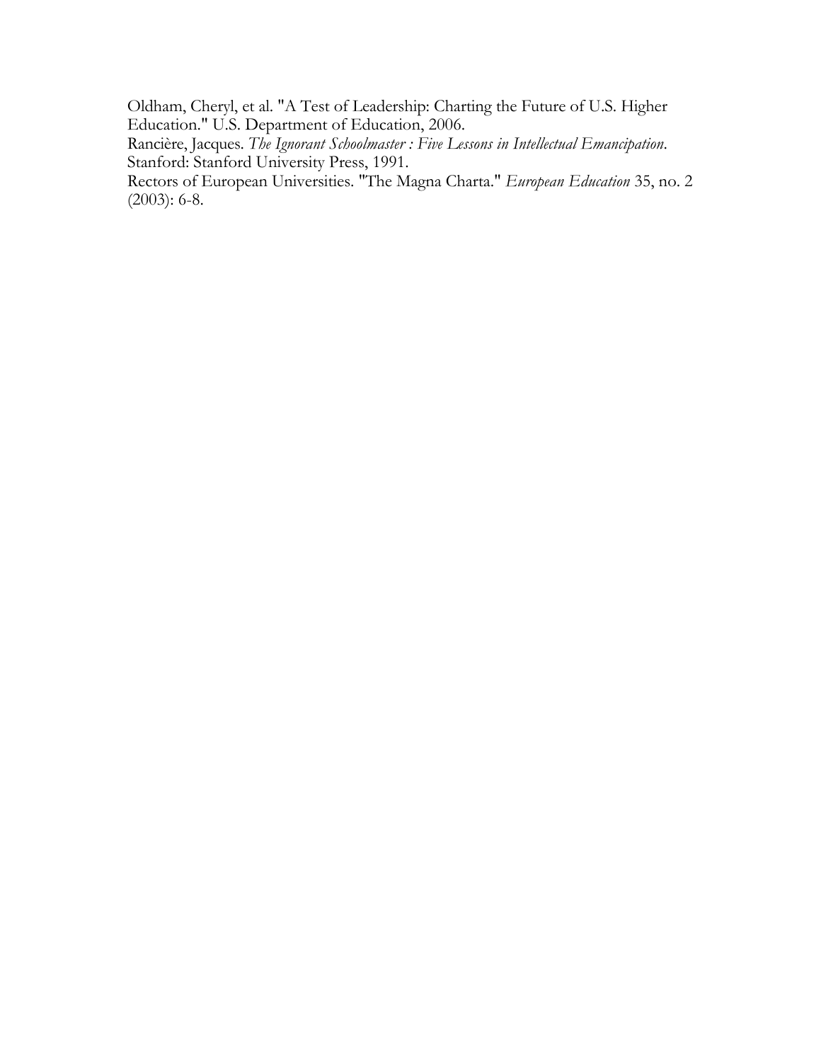Oldham, Cheryl, et al. "A Test of Leadership: Charting the Future of U.S. Higher Education." U.S. Department of Education, 2006.

Rancière, Jacques. *The Ignorant Schoolmaster : Five Lessons in Intellectual Emancipation*. Stanford: Stanford University Press, 1991.

Rectors of European Universities. "The Magna Charta." *European Education* 35, no. 2 (2003): 6-8.